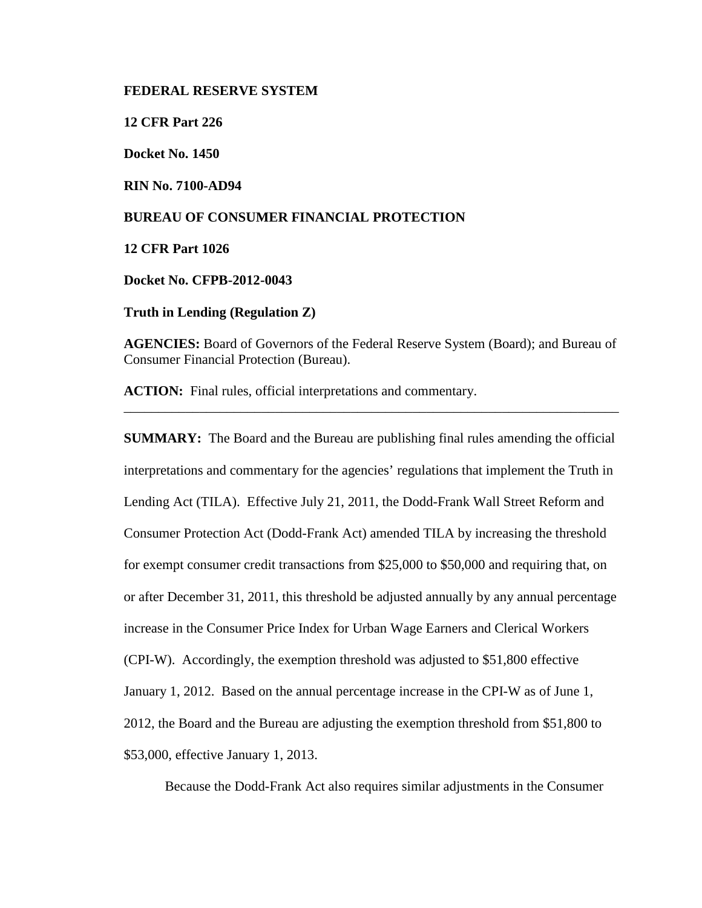**FEDERAL RESERVE SYSTEM**

**12 CFR Part 226**

**Docket No. 1450**

**RIN No. 7100-AD94**

**BUREAU OF CONSUMER FINANCIAL PROTECTION**

**12 CFR Part 1026**

**Docket No. CFPB-2012-0043**

**Truth in Lending (Regulation Z)**

**AGENCIES:** Board of Governors of the Federal Reserve System (Board); and Bureau of Consumer Financial Protection (Bureau).

**ACTION:** Final rules, official interpretations and commentary.

---

**SUMMARY:** The Board and the Bureau are publishing final rules amending the official interpretations and commentary for the agencies' regulations that implement the Truth in Lending Act (TILA). Effective July 21, 2011, the Dodd-Frank Wall Street Reform and Consumer Protection Act (Dodd-Frank Act) amended TILA by increasing the threshold for exempt consumer credit transactions from $25,000 to $50,000 and requiring that, on or after December 31, 2011, this threshold be adjusted annually by any annual percentage increase in the Consumer Price Index for Urban Wage Earners and Clerical Workers (CPI-W). Accordingly, the exemption threshold was adjusted to $51,800 effective January 1, 2012. Based on the annual percentage increase in the CPI-W as of June 1, 2012, the Board and the Bureau are adjusting the exemption threshold from $51,800 to $53,000, effective January 1, 2013.

Because the Dodd-Frank Act also requires similar adjustments in the Consumer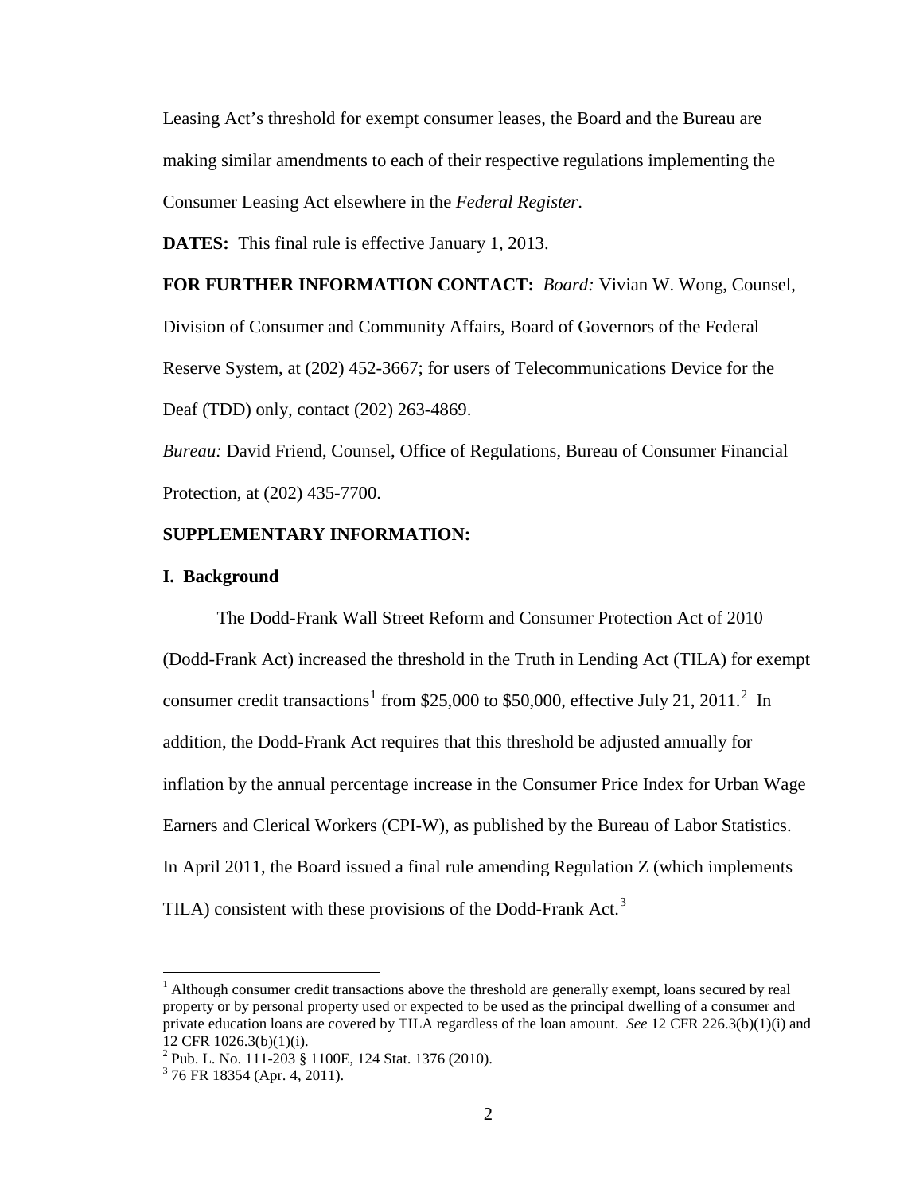Leasing Act's threshold for exempt consumer leases, the Board and the Bureau are making similar amendments to each of their respective regulations implementing the Consumer Leasing Act elsewhere in the *Federal Register*.

**DATES:** This final rule is effective January 1, 2013.

**FOR FURTHER INFORMATION CONTACT:** *Board:* Vivian W. Wong, Counsel, Division of Consumer and Community Affairs, Board of Governors of the Federal Reserve System, at (202) 452-3667; for users of Telecommunications Device for the Deaf (TDD) only, contact (202) 263-4869.

*Bureau:* David Friend, Counsel, Office of Regulations, Bureau of Consumer Financial Protection, at (202) 435-7700.

**SUPPLEMENTARY INFORMATION:**

**I. Background**

The Dodd-Frank Wall Street Reform and Consumer Protection Act of 2010 (Dodd-Frank Act) increased the threshold in the Truth in Lending Act (TILA) for exempt consumer credit transactions[1] from \$25,000 to \$50,000, effective July 21, 2011.[2] In addition, the Dodd-Frank Act requires that this threshold be adjusted annually for inflation by the annual percentage increase in the Consumer Price Index for Urban Wage Earners and Clerical Workers (CPI-W), as published by the Bureau of Labor Statistics. In April 2011, the Board issued a final rule amending Regulation Z (which implements TILA) consistent with these provisions of the Dodd-Frank Act.[3]

---

[1] Although consumer credit transactions above the threshold are generally exempt, loans secured by real property or by personal property used or expected to be used as the principal dwelling of a consumer and private education loans are covered by TILA regardless of the loan amount. *See* 12 CFR 226.3(b)(1)(i) and 12 CFR 1026.3(b)(1)(i).

[2] Pub. L. No. 111-203 § 1100E, 124 Stat. 1376 (2010).

[3] 76 FR 18354 (Apr. 4, 2011).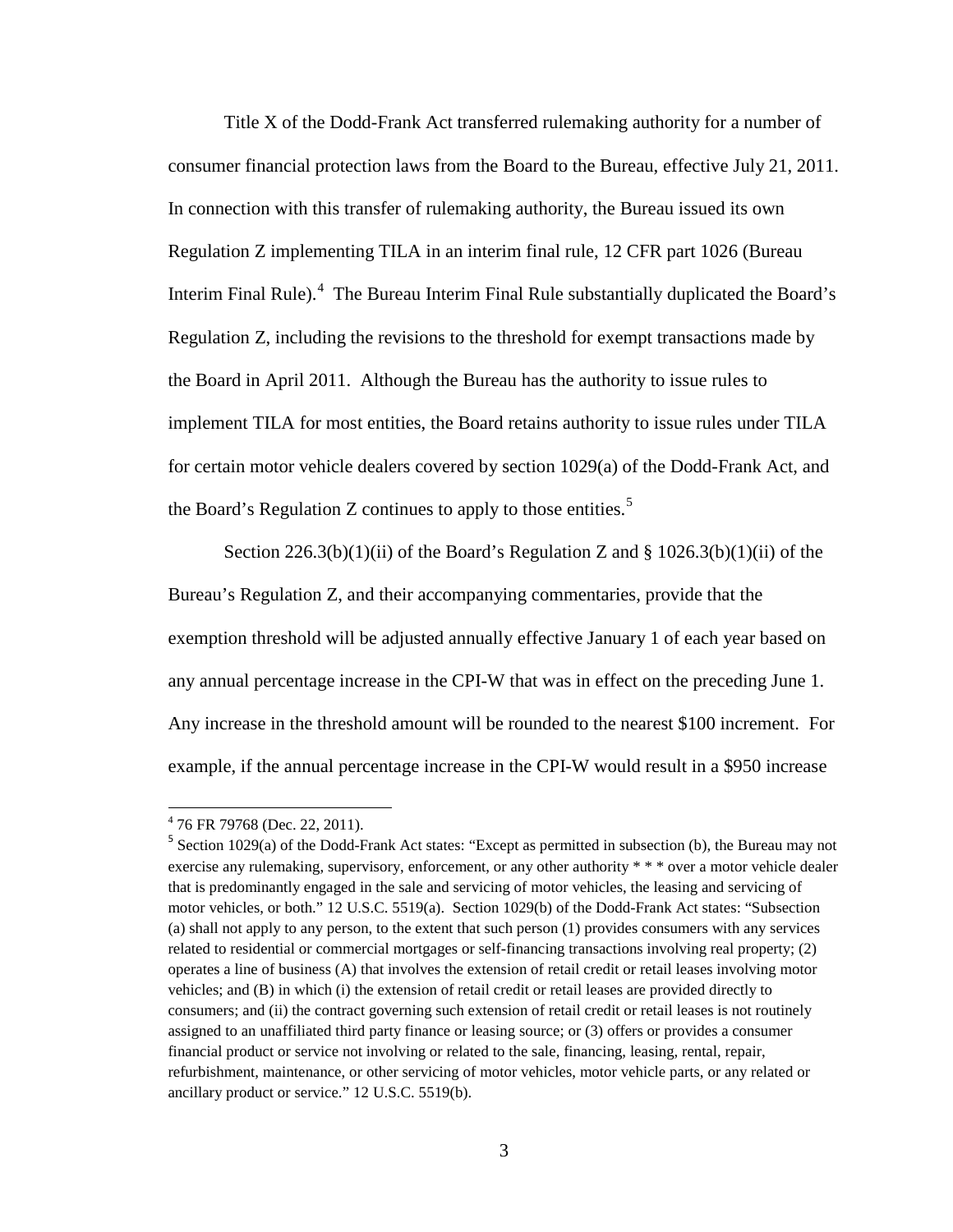Title X of the Dodd-Frank Act transferred rulemaking authority for a number of consumer financial protection laws from the Board to the Bureau, effective July 21, 2011. In connection with this transfer of rulemaking authority, the Bureau issued its own Regulation Z implementing TILA in an interim final rule, 12 CFR part 1026 (Bureau Interim Final Rule).[4] The Bureau Interim Final Rule substantially duplicated the Board's Regulation Z, including the revisions to the threshold for exempt transactions made by the Board in April 2011. Although the Bureau has the authority to issue rules to implement TILA for most entities, the Board retains authority to issue rules under TILA for certain motor vehicle dealers covered by section 1029(a) of the Dodd-Frank Act, and the Board's Regulation Z continues to apply to those entities.[5]

Section 226.3(b)(1)(ii) of the Board's Regulation Z and § 1026.3(b)(1)(ii) of the Bureau's Regulation Z, and their accompanying commentaries, provide that the exemption threshold will be adjusted annually effective January 1 of each year based on any annual percentage increase in the CPI-W that was in effect on the preceding June 1. Any increase in the threshold amount will be rounded to the nearest $100 increment. For example, if the annual percentage increase in the CPI-W would result in a $950 increase

---

[4] 76 FR 79768 (Dec. 22, 2011).

[5] Section 1029(a) of the Dodd-Frank Act states: "Except as permitted in subsection (b), the Bureau may not exercise any rulemaking, supervisory, enforcement, or any other authority * * * over a motor vehicle dealer that is predominantly engaged in the sale and servicing of motor vehicles, the leasing and servicing of motor vehicles, or both." 12 U.S.C. 5519(a). Section 1029(b) of the Dodd-Frank Act states: "Subsection (a) shall not apply to any person, to the extent that such person (1) provides consumers with any services related to residential or commercial mortgages or self-financing transactions involving real property; (2) operates a line of business (A) that involves the extension of retail credit or retail leases involving motor vehicles; and (B) in which (i) the extension of retail credit or retail leases are provided directly to consumers; and (ii) the contract governing such extension of retail credit or retail leases is not routinely assigned to an unaffiliated third party finance or leasing source; or (3) offers or provides a consumer financial product or service not involving or related to the sale, financing, leasing, rental, repair, refurbishment, maintenance, or other servicing of motor vehicles, motor vehicle parts, or any related or ancillary product or service." 12 U.S.C. 5519(b).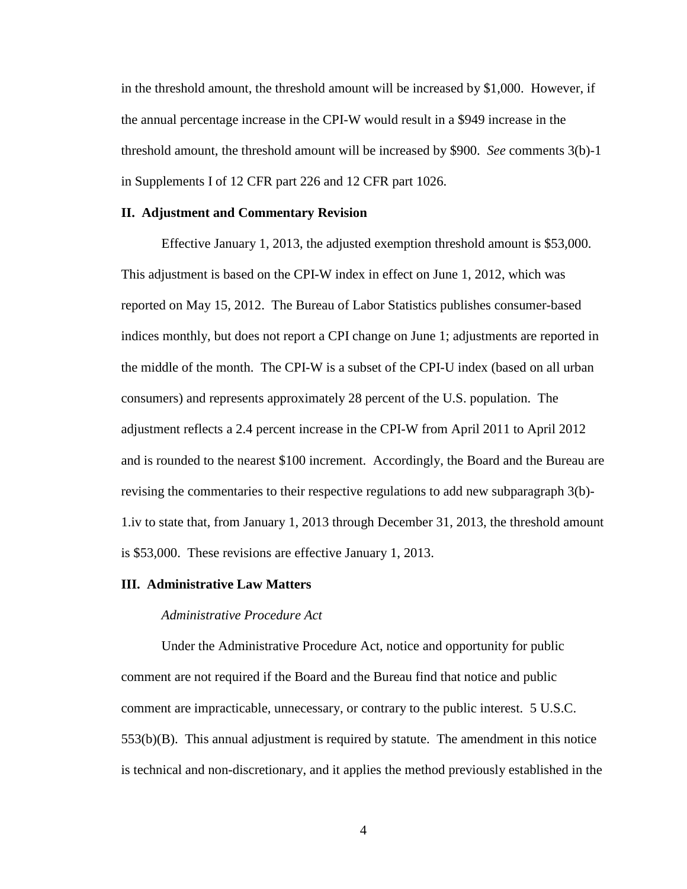in the threshold amount, the threshold amount will be increased by $1,000. However, if the annual percentage increase in the CPI-W would result in a $949 increase in the threshold amount, the threshold amount will be increased by $900. *See* comments 3(b)-1 in Supplements I of 12 CFR part 226 and 12 CFR part 1026.

## II. Adjustment and Commentary Revision

Effective January 1, 2013, the adjusted exemption threshold amount is $53,000. This adjustment is based on the CPI-W index in effect on June 1, 2012, which was reported on May 15, 2012. The Bureau of Labor Statistics publishes consumer-based indices monthly, but does not report a CPI change on June 1; adjustments are reported in the middle of the month. The CPI-W is a subset of the CPI-U index (based on all urban consumers) and represents approximately 28 percent of the U.S. population. The adjustment reflects a 2.4 percent increase in the CPI-W from April 2011 to April 2012 and is rounded to the nearest $100 increment. Accordingly, the Board and the Bureau are revising the commentaries to their respective regulations to add new subparagraph 3(b)-1.iv to state that, from January 1, 2013 through December 31, 2013, the threshold amount is $53,000. These revisions are effective January 1, 2013.

## III. Administrative Law Matters

*Administrative Procedure Act*

Under the Administrative Procedure Act, notice and opportunity for public comment are not required if the Board and the Bureau find that notice and public comment are impracticable, unnecessary, or contrary to the public interest. 5 U.S.C. 553(b)(B). This annual adjustment is required by statute. The amendment in this notice is technical and non-discretionary, and it applies the method previously established in the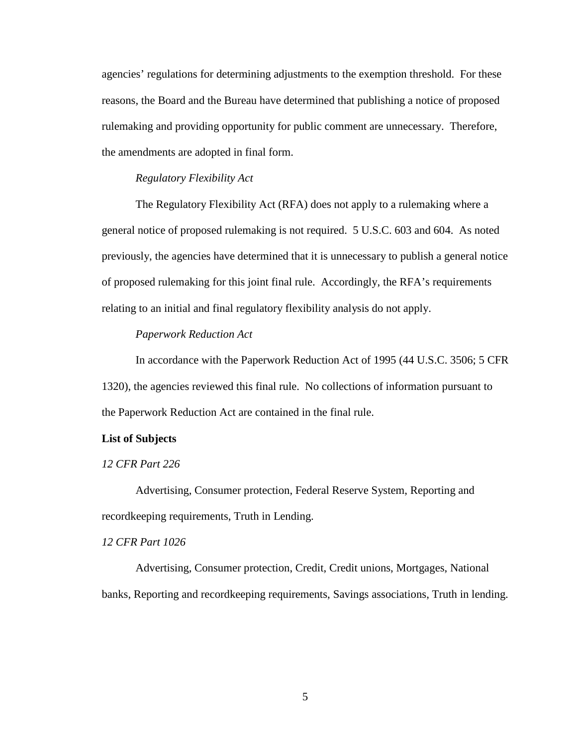agencies' regulations for determining adjustments to the exemption threshold. For these reasons, the Board and the Bureau have determined that publishing a notice of proposed rulemaking and providing opportunity for public comment are unnecessary. Therefore, the amendments are adopted in final form.

*Regulatory Flexibility Act*

The Regulatory Flexibility Act (RFA) does not apply to a rulemaking where a general notice of proposed rulemaking is not required. 5 U.S.C. 603 and 604. As noted previously, the agencies have determined that it is unnecessary to publish a general notice of proposed rulemaking for this joint final rule. Accordingly, the RFA's requirements relating to an initial and final regulatory flexibility analysis do not apply.

*Paperwork Reduction Act*

In accordance with the Paperwork Reduction Act of 1995 (44 U.S.C. 3506; 5 CFR 1320), the agencies reviewed this final rule. No collections of information pursuant to the Paperwork Reduction Act are contained in the final rule.

**List of Subjects**

*12 CFR Part 226*

Advertising, Consumer protection, Federal Reserve System, Reporting and recordkeeping requirements, Truth in Lending.

*12 CFR Part 1026*

Advertising, Consumer protection, Credit, Credit unions, Mortgages, National banks, Reporting and recordkeeping requirements, Savings associations, Truth in lending.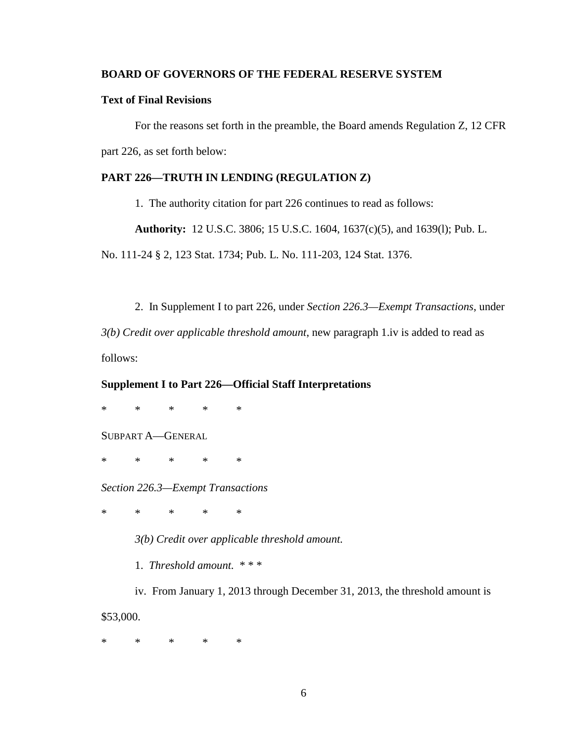**BOARD OF GOVERNORS OF THE FEDERAL RESERVE SYSTEM**

**Text of Final Revisions**

For the reasons set forth in the preamble, the Board amends Regulation Z, 12 CFR part 226, as set forth below:

**PART 226—TRUTH IN LENDING (REGULATION Z)**

1. The authority citation for part 226 continues to read as follows:

**Authority:** 12 U.S.C. 3806; 15 U.S.C. 1604, 1637(c)(5), and 1639(l); Pub. L. No. 111-24 § 2, 123 Stat. 1734; Pub. L. No. 111-203, 124 Stat. 1376.

2. In Supplement I to part 226, under *Section 226.3—Exempt Transactions*, under *3(b) Credit over applicable threshold amount*, new paragraph 1.iv is added to read as follows:

**Supplement I to Part 226—Official Staff Interpretations**

\* \* \* \* \*

SUBPART A—GENERAL

\* \* \* \* \*

*Section 226.3—Exempt Transactions*

\* \* \* \* \*

*3(b) Credit over applicable threshold amount.*

1. *Threshold amount.* \* \* \*

iv. From January 1, 2013 through December 31, 2013, the threshold amount is $53,000.

\* \* \* \* \*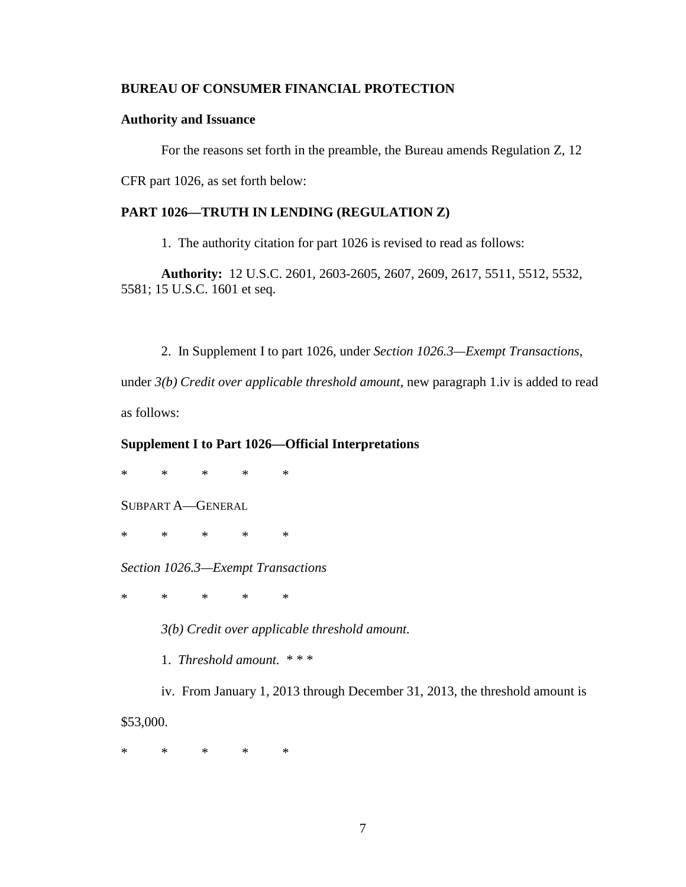**BUREAU OF CONSUMER FINANCIAL PROTECTION**

**Authority and Issuance**

For the reasons set forth in the preamble, the Bureau amends Regulation Z, 12 CFR part 1026, as set forth below:

**PART 1026—TRUTH IN LENDING (REGULATION Z)**

1. The authority citation for part 1026 is revised to read as follows:

**Authority:** 12 U.S.C. 2601, 2603-2605, 2607, 2609, 2617, 5511, 5512, 5532, 5581; 15 U.S.C. 1601 et seq.

2. In Supplement I to part 1026, under *Section 1026.3—Exempt Transactions*, under *3(b) Credit over applicable threshold amount*, new paragraph 1.iv is added to read as follows:

**Supplement I to Part 1026—Official Interpretations**

\* \* \* \* \*

SUBPART A—GENERAL

\* \* \* \* \*

*Section 1026.3—Exempt Transactions*

\* \* \* \* \*

*3(b) Credit over applicable threshold amount.*

1. *Threshold amount.* \* \* \*

iv. From January 1, 2013 through December 31, 2013, the threshold amount is $53,000.

\* \* \* \* \*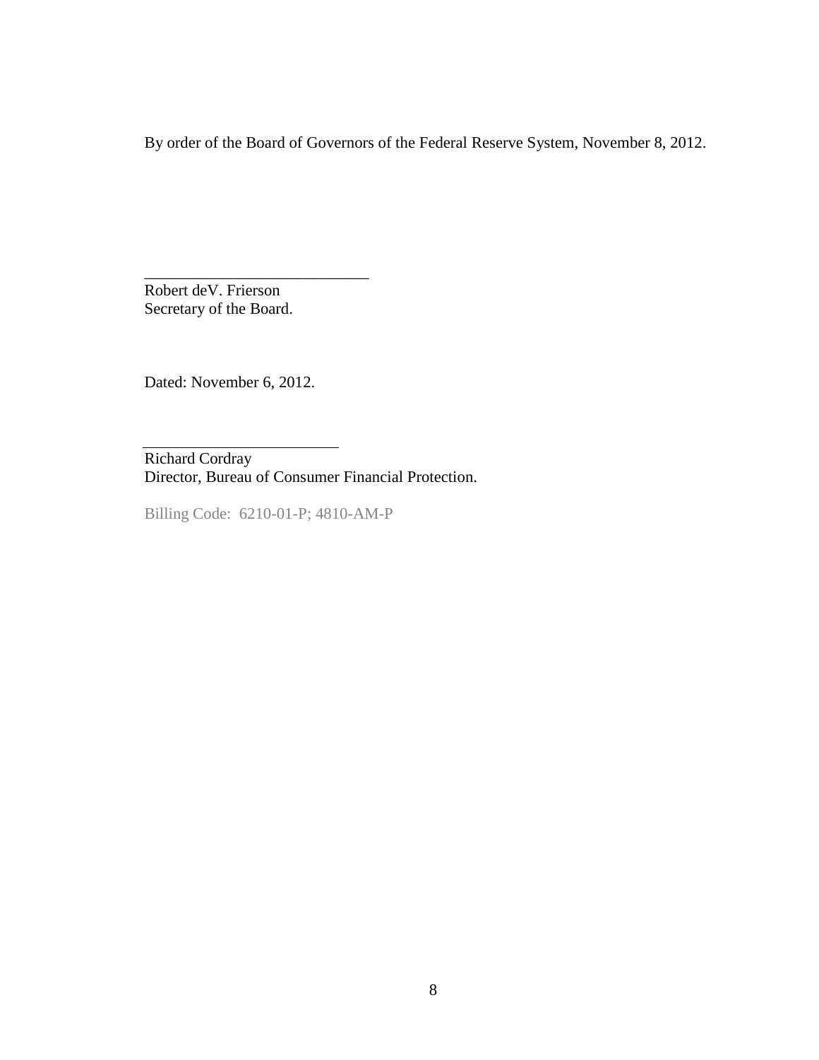By order of the Board of Governors of the Federal Reserve System, November 8, 2012.

\_\_\_\_\_\_\_\_\_\_\_\_\_\_\_\_\_\_\_\_\_\_\_\_\_\_\_\_\_

Robert deV. Frierson
Secretary of the Board.

Dated: November 6, 2012.

\_\_\_\_\_\_\_\_\_\_\_\_\_\_\_\_\_\_\_\_\_\_\_\_\_\_

Richard Cordray
Director, Bureau of Consumer Financial Protection.

Billing Code: 6210-01-P; 4810-AM-P